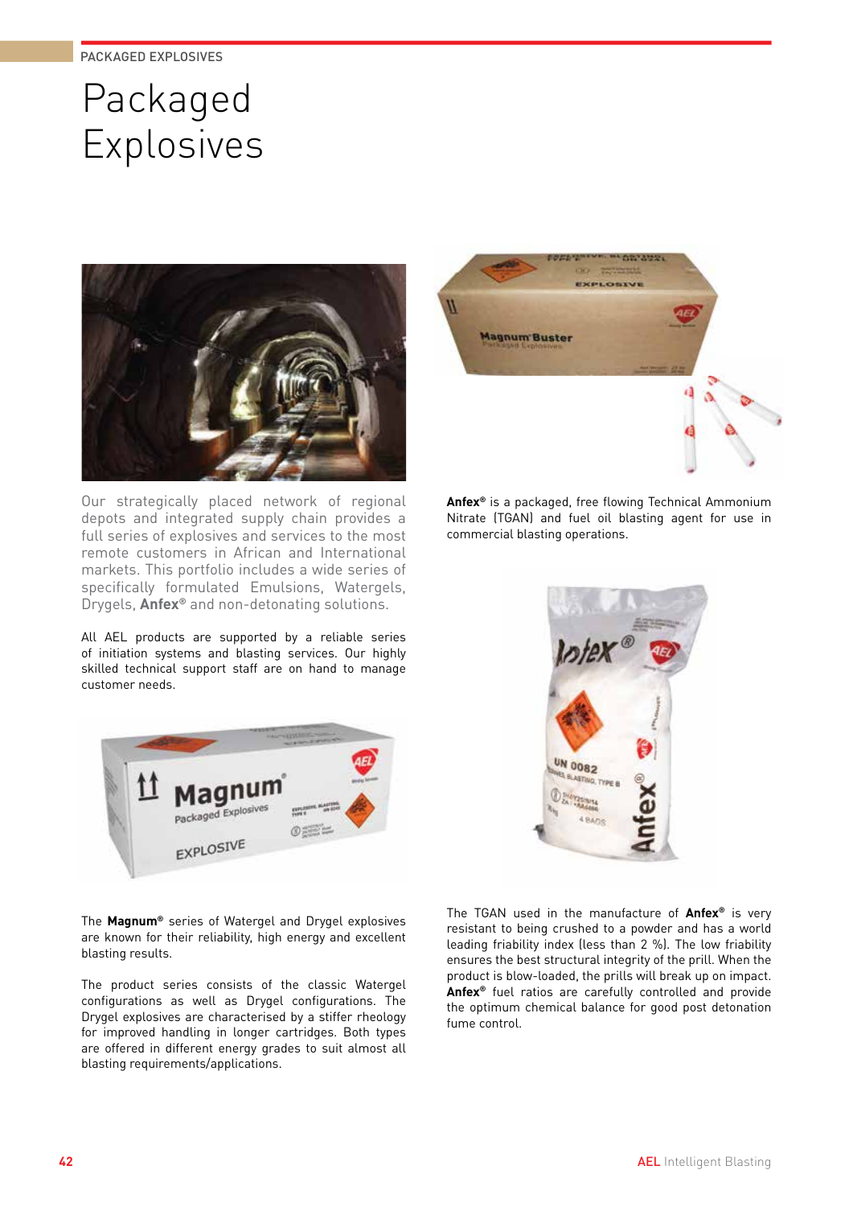PACKAGED EXPLOSIVES

# Packaged Explosives

Our strategically placed network of regional depots and integrated supply chain provides a full series of explosives and services to the most remote customers in African and International markets. This portfolio includes a wide series of specifically formulated Emulsions, Watergels, Drygels, **Anfex®** and non-detonating solutions.

All AEL products are supported by a reliable series of initiation systems and blasting services. Our highly skilled technical support staff are on hand to manage customer needs.

The **Magnum®** series of Watergel and Drygel explosives are known for their reliability, high energy and excellent blasting results.

The product series consists of the classic Watergel configurations as well as Drygel configurations. The Drygel explosives are characterised by a stiffer rheology for improved handling in longer cartridges. Both types are offered in different energy grades to suit almost all blasting requirements/applications.

**Anfex®** is a packaged, free flowing Technical Ammonium Nitrate (TGAN) and fuel oil blasting agent for use in commercial blasting operations.

The TGAN used in the manufacture of **Anfex®** is very resistant to being crushed to a powder and has a world leading friability index (less than 2 %). The low friability ensures the best structural integrity of the prill. When the product is blow-loaded, the prills will break up on impact. **Anfex®** fuel ratios are carefully controlled and provide the optimum chemical balance for good post detonation fume control.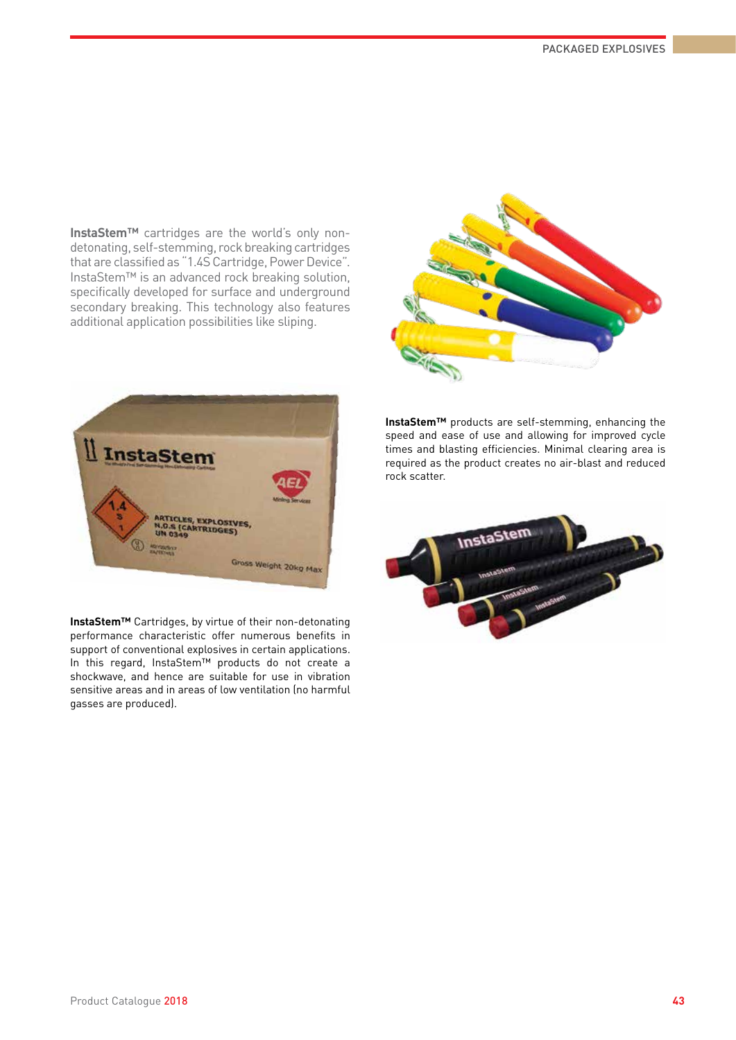**InstaStem™** cartridges are the world's only non-detonating, self-stemming, rock breaking cartridges that are classified as "1.4S Cartridge, Power Device". InstaStem™ is an advanced rock breaking solution, specifically developed for surface and underground secondary breaking. This technology also features additional application possibilities like sliping.

**InstaStem™** Cartridges, by virtue of their non-detonating performance characteristic offer numerous benefits in support of conventional explosives in certain applications. In this regard, InstaStem™ products do not create a shockwave, and hence are suitable for use in vibration sensitive areas and in areas of low ventilation (no harmful gasses are produced).

**InstaStem™** products are self-stemming, enhancing the speed and ease of use and allowing for improved cycle times and blasting efficiencies. Minimal clearing area is required as the product creates no air-blast and reduced rock scatter.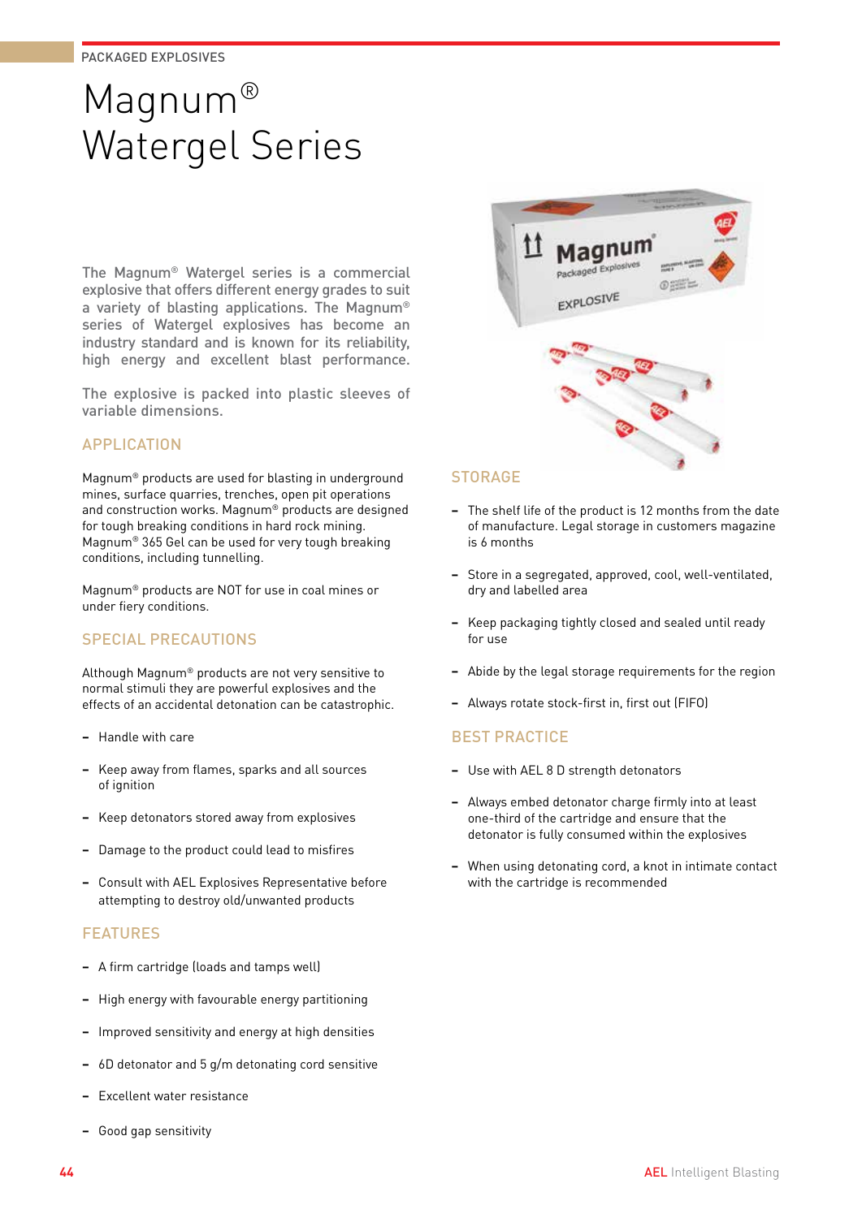PACKAGED EXPLOSIVES

# Magnum® Watergel Series

The Magnum® Watergel series is a commercial explosive that offers different energy grades to suit a variety of blasting applications. The Magnum® series of Watergel explosives has become an industry standard and is known for its reliability, high energy and excellent blast performance.

The explosive is packed into plastic sleeves of variable dimensions.

## APPLICATION

Magnum® products are used for blasting in underground mines, surface quarries, trenches, open pit operations and construction works. Magnum® products are designed for tough breaking conditions in hard rock mining. Magnum® 365 Gel can be used for very tough breaking conditions, including tunnelling.

Magnum® products are NOT for use in coal mines or under fiery conditions.

## SPECIAL PRECAUTIONS

Although Magnum® products are not very sensitive to normal stimuli they are powerful explosives and the effects of an accidental detonation can be catastrophic.

- Handle with care
- Keep away from flames, sparks and all sources of ignition
- Keep detonators stored away from explosives
- Damage to the product could lead to misfires
- Consult with AEL Explosives Representative before attempting to destroy old/unwanted products

## FEATURES

- A firm cartridge (loads and tamps well)
- High energy with favourable energy partitioning
- Improved sensitivity and energy at high densities
- 6D detonator and 5 g/m detonating cord sensitive
- Excellent water resistance
- Good gap sensitivity

## STORAGE

- The shelf life of the product is 12 months from the date of manufacture. Legal storage in customers magazine is 6 months
- Store in a segregated, approved, cool, well-ventilated, dry and labelled area
- Keep packaging tightly closed and sealed until ready for use
- Abide by the legal storage requirements for the region
- Always rotate stock-first in, first out (FIFO)

## BEST PRACTICE

- Use with AEL 8 D strength detonators
- Always embed detonator charge firmly into at least one-third of the cartridge and ensure that the detonator is fully consumed within the explosives
- When using detonating cord, a knot in intimate contact with the cartridge is recommended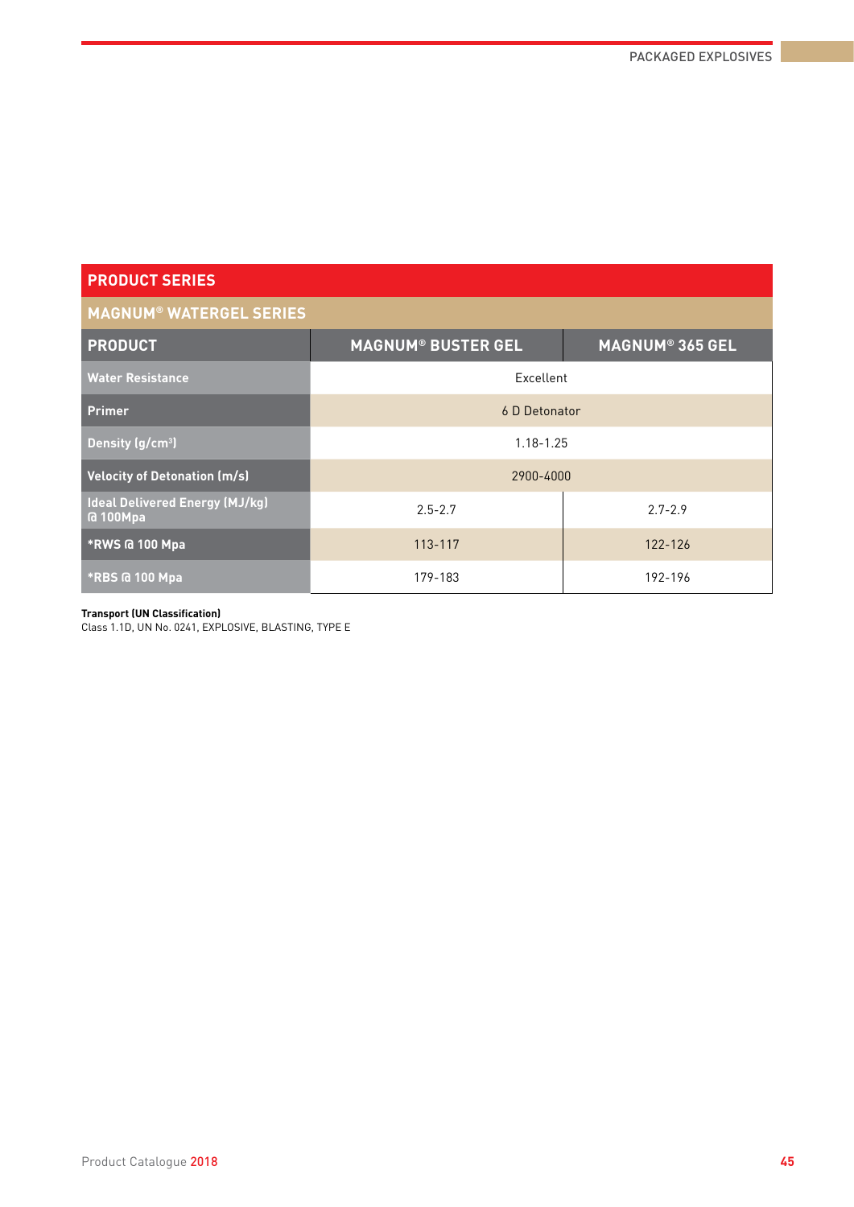## PRODUCT SERIES

### MAGNUM® WATERGEL SERIES

| PRODUCT | MAGNUM® BUSTER GEL | MAGNUM® 365 GEL |
|---|---|---|
| Water Resistance | Excellent | |
| Primer | 6 D Detonator | |
| Density (g/cm³) | 1.18-1.25 | |
| Velocity of Detonation (m/s) | 2900-4000 | |
| Ideal Delivered Energy (MJ/kg) @ 100Mpa | 2.5-2.7 | 2.7-2.9 |
| *RWS @ 100 Mpa | 113-117 | 122-126 |
| *RBS @ 100 Mpa | 179-183 | 192-196 |

**Transport (UN Classification)**
Class 1.1D, UN No. 0241, EXPLOSIVE, BLASTING, TYPE E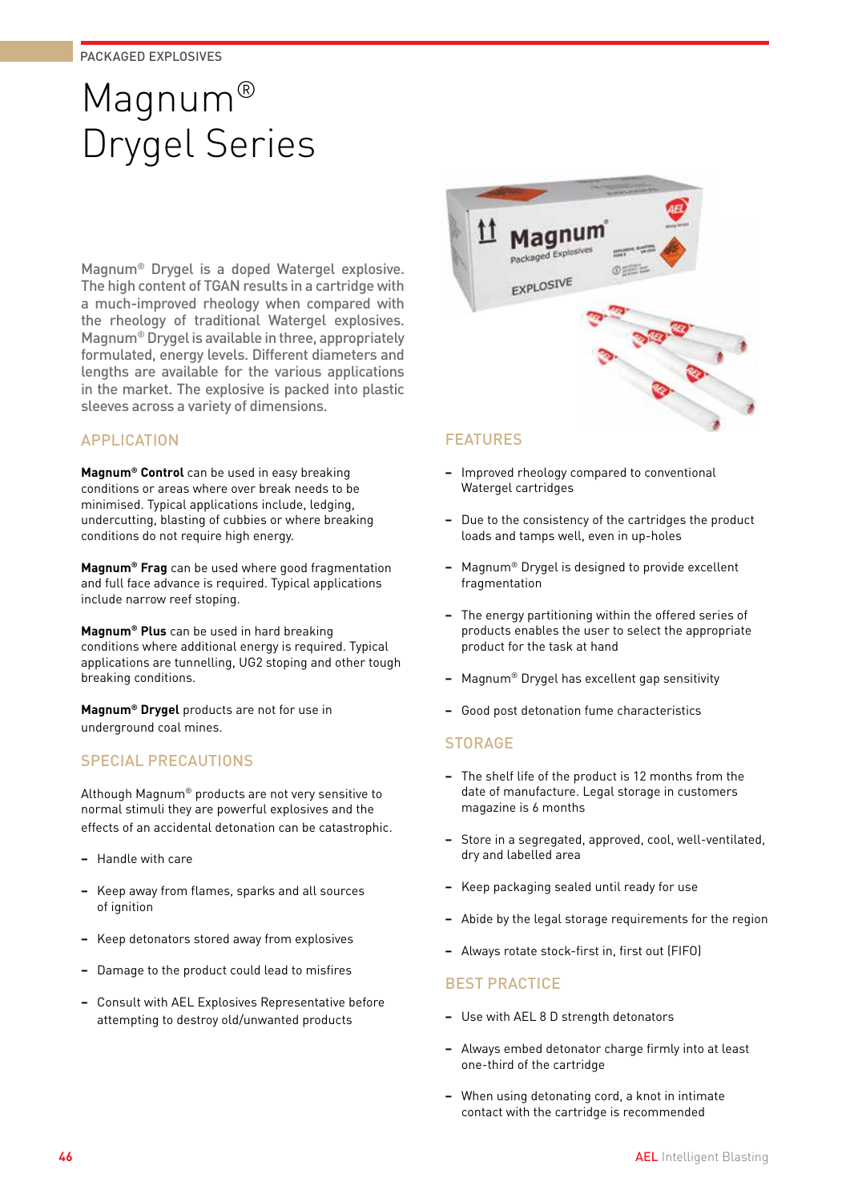PACKAGED EXPLOSIVES

# Magnum® Drygel Series

Magnum® Drygel is a doped Watergel explosive. The high content of TGAN results in a cartridge with a much-improved rheology when compared with the rheology of traditional Watergel explosives. Magnum® Drygel is available in three, appropriately formulated, energy levels. Different diameters and lengths are available for the various applications in the market. The explosive is packed into plastic sleeves across a variety of dimensions.

## APPLICATION

**Magnum® Control** can be used in easy breaking conditions or areas where over break needs to be minimised. Typical applications include, ledging, undercutting, blasting of cubbies or where breaking conditions do not require high energy.

**Magnum® Frag** can be used where good fragmentation and full face advance is required. Typical applications include narrow reef stoping.

**Magnum® Plus** can be used in hard breaking conditions where additional energy is required. Typical applications are tunnelling, UG2 stoping and other tough breaking conditions.

**Magnum® Drygel** products are not for use in underground coal mines.

## SPECIAL PRECAUTIONS

Although Magnum® products are not very sensitive to normal stimuli they are powerful explosives and the effects of an accidental detonation can be catastrophic.

- Handle with care
- Keep away from flames, sparks and all sources of ignition
- Keep detonators stored away from explosives
- Damage to the product could lead to misfires
- Consult with AEL Explosives Representative before attempting to destroy old/unwanted products

## FEATURES

- Improved rheology compared to conventional Watergel cartridges
- Due to the consistency of the cartridges the product loads and tamps well, even in up-holes
- Magnum® Drygel is designed to provide excellent fragmentation
- The energy partitioning within the offered series of products enables the user to select the appropriate product for the task at hand
- Magnum® Drygel has excellent gap sensitivity
- Good post detonation fume characteristics

## STORAGE

- The shelf life of the product is 12 months from the date of manufacture. Legal storage in customers magazine is 6 months
- Store in a segregated, approved, cool, well-ventilated, dry and labelled area
- Keep packaging sealed until ready for use
- Abide by the legal storage requirements for the region
- Always rotate stock-first in, first out (FIFO)

## BEST PRACTICE

- Use with AEL 8 D strength detonators
- Always embed detonator charge firmly into at least one-third of the cartridge
- When using detonating cord, a knot in intimate contact with the cartridge is recommended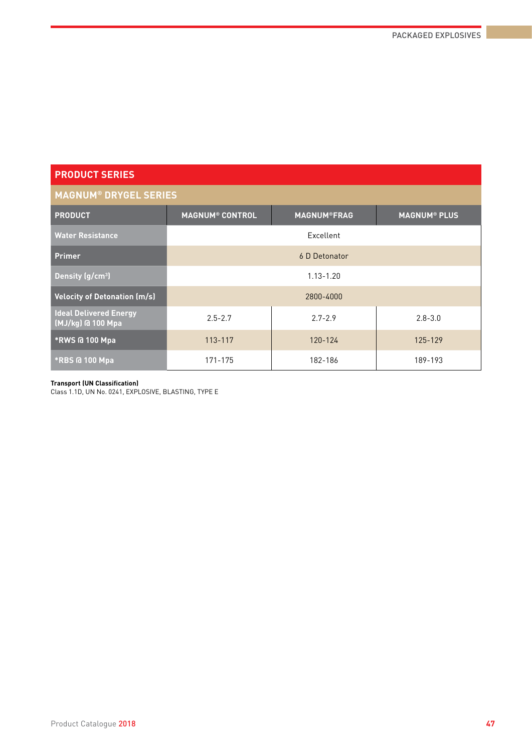## PRODUCT SERIES

### MAGNUM® DRYGEL SERIES

| PRODUCT | MAGNUM® CONTROL | MAGNUM®FRAG | MAGNUM® PLUS |
|---|---|---|---|
| Water Resistance | Excellent | | |
| Primer | 6 D Detonator | | |
| Density (g/cm³) | 1.13-1.20 | | |
| Velocity of Detonation (m/s) | 2800-4000 | | |
| Ideal Delivered Energy (MJ/kg) @ 100 Mpa | 2.5-2.7 | 2.7-2.9 | 2.8-3.0 |
| *RWS @ 100 Mpa | 113-117 | 120-124 | 125-129 |
| *RBS @ 100 Mpa | 171-175 | 182-186 | 189-193 |

**Transport (UN Classification)**
Class 1.1D, UN No. 0241, EXPLOSIVE, BLASTING, TYPE E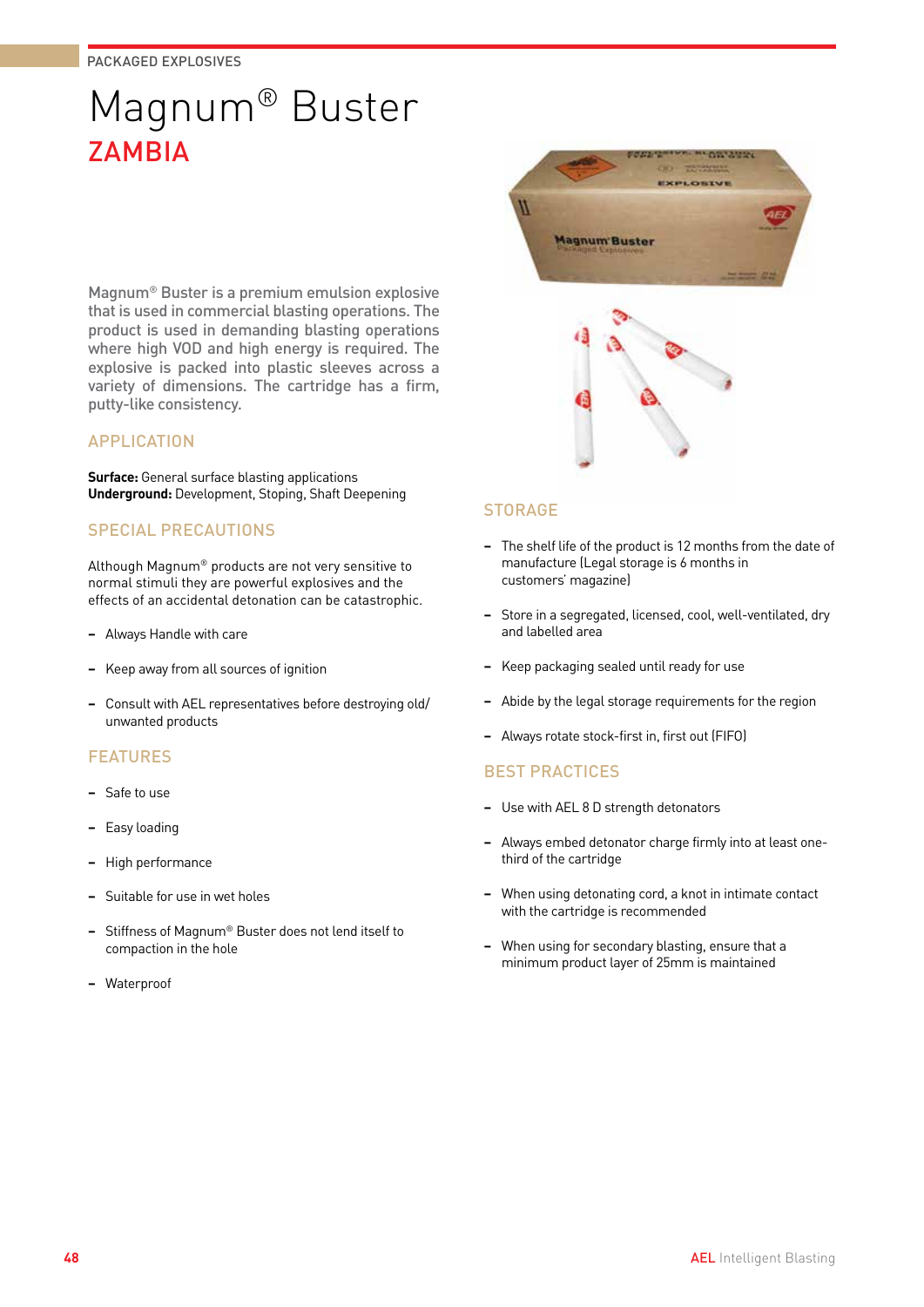PACKAGED EXPLOSIVES

# Magnum® Buster

## ZAMBIA

Magnum® Buster is a premium emulsion explosive that is used in commercial blasting operations. The product is used in demanding blasting operations where high VOD and high energy is required. The explosive is packed into plastic sleeves across a variety of dimensions. The cartridge has a firm, putty-like consistency.

### APPLICATION

**Surface:** General surface blasting applications
**Underground:** Development, Stoping, Shaft Deepening

### SPECIAL PRECAUTIONS

Although Magnum® products are not very sensitive to normal stimuli they are powerful explosives and the effects of an accidental detonation can be catastrophic.

- Always Handle with care
- Keep away from all sources of ignition
- Consult with AEL representatives before destroying old/ unwanted products

### FEATURES

- Safe to use
- Easy loading
- High performance
- Suitable for use in wet holes
- Stiffness of Magnum® Buster does not lend itself to compaction in the hole
- Waterproof

### STORAGE

- The shelf life of the product is 12 months from the date of manufacture (Legal storage is 6 months in customers' magazine)
- Store in a segregated, licensed, cool, well-ventilated, dry and labelled area
- Keep packaging sealed until ready for use
- Abide by the legal storage requirements for the region
- Always rotate stock-first in, first out (FIFO)

### BEST PRACTICES

- Use with AEL 8 D strength detonators
- Always embed detonator charge firmly into at least one-third of the cartridge
- When using detonating cord, a knot in intimate contact with the cartridge is recommended
- When using for secondary blasting, ensure that a minimum product layer of 25mm is maintained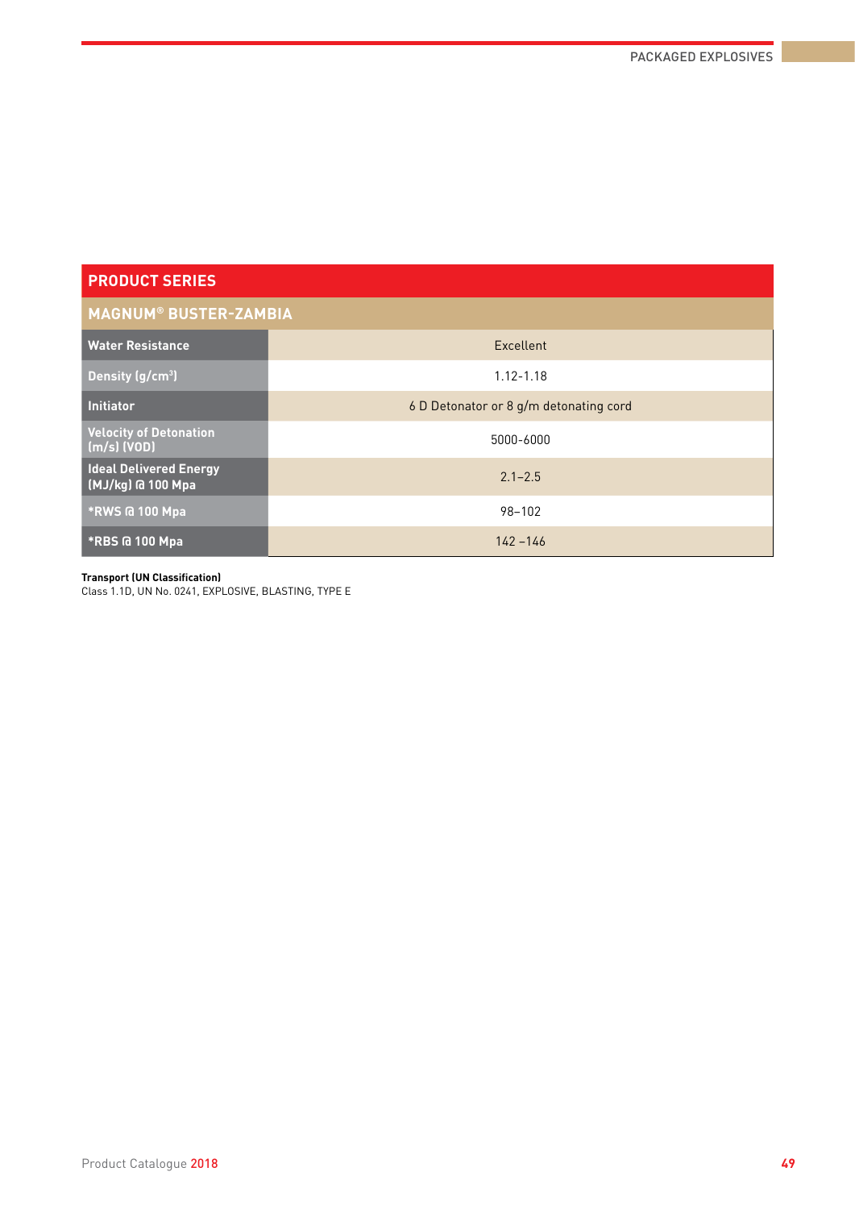## PRODUCT SERIES

### MAGNUM® BUSTER-ZAMBIA

| | |
|---|---|
| **Water Resistance** | Excellent |
| **Density (g/cm$^3$)** | 1.12-1.18 |
| **Initiator** | 6 D Detonator or 8 g/m detonating cord |
| **Velocity of Detonation (m/s) (VOD)** | 5000-6000 |
| **Ideal Delivered Energy (MJ/kg) @ 100 Mpa** | 2.1–2.5 |
| ***RWS @ 100 Mpa** | 98–102 |
| ***RBS @ 100 Mpa** | 142 –146 |

**Transport (UN Classification)**
Class 1.1D, UN No. 0241, EXPLOSIVE, BLASTING, TYPE E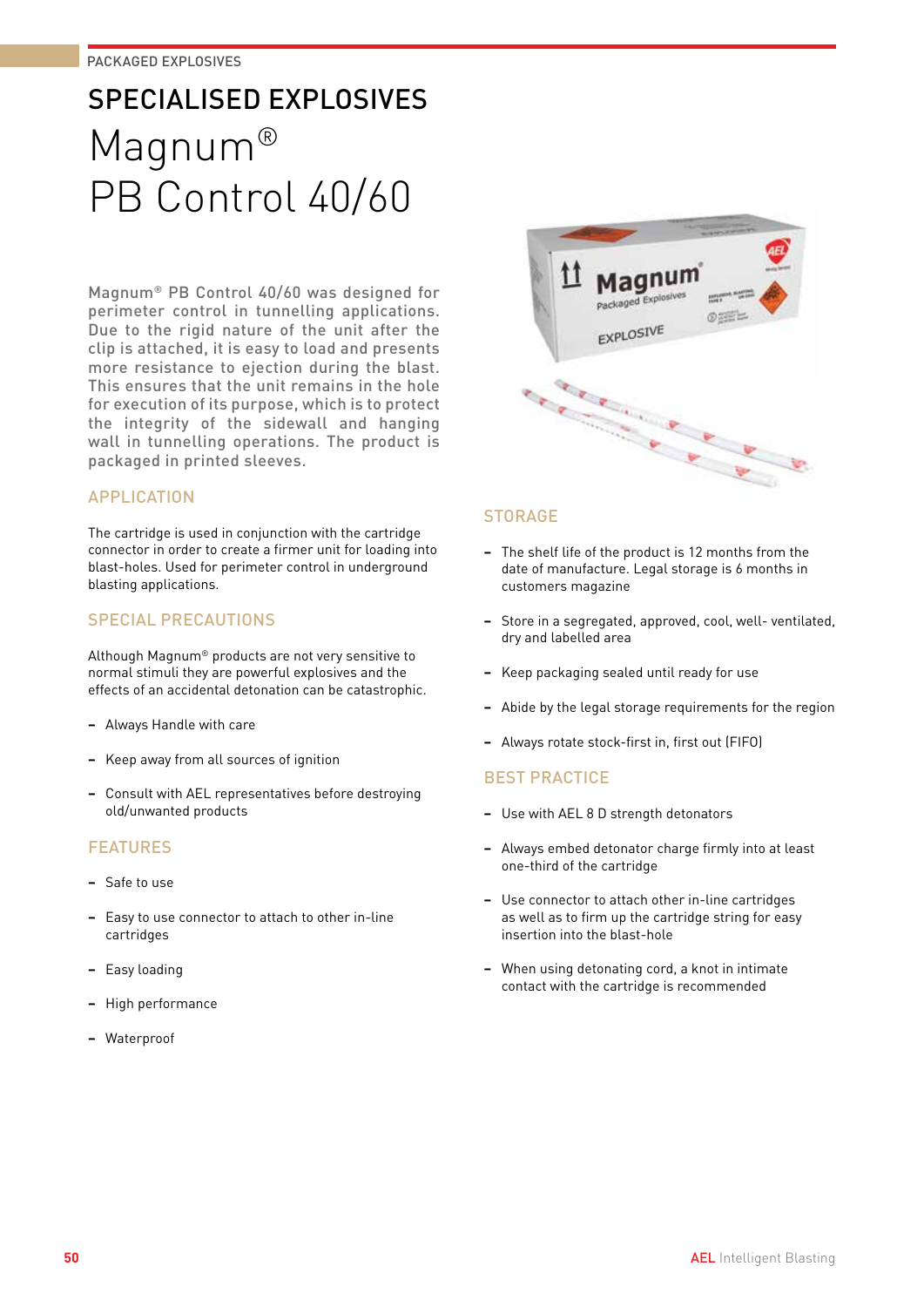PACKAGED EXPLOSIVES

# SPECIALISED EXPLOSIVES

# Magnum®
# PB Control 40/60

Magnum® PB Control 40/60 was designed for perimeter control in tunnelling applications. Due to the rigid nature of the unit after the clip is attached, it is easy to load and presents more resistance to ejection during the blast. This ensures that the unit remains in the hole for execution of its purpose, which is to protect the integrity of the sidewall and hanging wall in tunnelling operations. The product is packaged in printed sleeves.

## APPLICATION

The cartridge is used in conjunction with the cartridge connector in order to create a firmer unit for loading into blast-holes. Used for perimeter control in underground blasting applications.

## SPECIAL PRECAUTIONS

Although Magnum® products are not very sensitive to normal stimuli they are powerful explosives and the effects of an accidental detonation can be catastrophic.

- Always Handle with care
- Keep away from all sources of ignition
- Consult with AEL representatives before destroying old/unwanted products

## FEATURES

- Safe to use
- Easy to use connector to attach to other in-line cartridges
- Easy loading
- High performance
- Waterproof

## STORAGE

- The shelf life of the product is 12 months from the date of manufacture. Legal storage is 6 months in customers magazine
- Store in a segregated, approved, cool, well- ventilated, dry and labelled area
- Keep packaging sealed until ready for use
- Abide by the legal storage requirements for the region
- Always rotate stock-first in, first out (FIFO)

## BEST PRACTICE

- Use with AEL 8 D strength detonators
- Always embed detonator charge firmly into at least one-third of the cartridge
- Use connector to attach other in-line cartridges as well as to firm up the cartridge string for easy insertion into the blast-hole
- When using detonating cord, a knot in intimate contact with the cartridge is recommended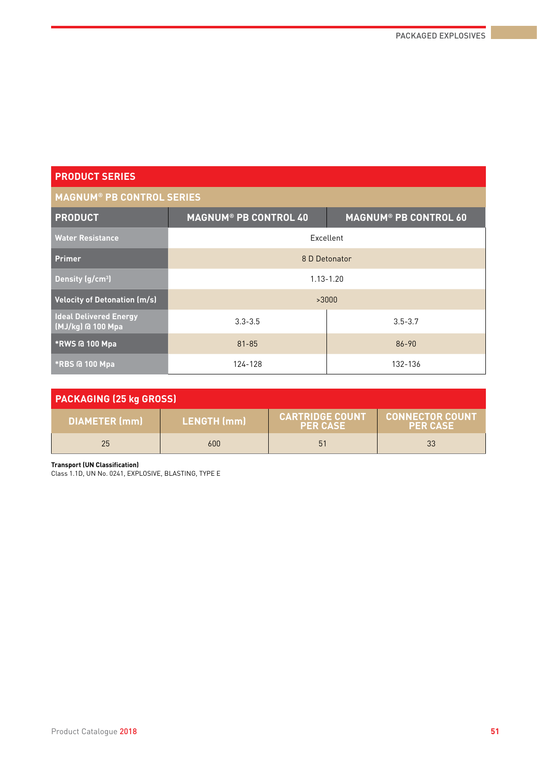## PRODUCT SERIES

### MAGNUM® PB CONTROL SERIES

| PRODUCT | MAGNUM® PB CONTROL 40 | MAGNUM® PB CONTROL 60 |
|---|---|---|
| Water Resistance | Excellent | |
| Primer | 8 D Detonator | |
| Density (g/cm³) | 1.13-1.20 | |
| Velocity of Detonation (m/s) | >3000 | |
| Ideal Delivered Energy (MJ/kg) @ 100 Mpa | 3.3-3.5 | 3.5-3.7 |
| *RWS @ 100 Mpa | 81-85 | 86-90 |
| *RBS @ 100 Mpa | 124-128 | 132-136 |

## PACKAGING (25 kg GROSS)

| DIAMETER (mm) | LENGTH (mm) | CARTRIDGE COUNT PER CASE | CONNECTOR COUNT PER CASE |
|---|---|---|---|
| 25 | 600 | 51 | 33 |

**Transport (UN Classification)**
Class 1.1D, UN No. 0241, EXPLOSIVE, BLASTING, TYPE E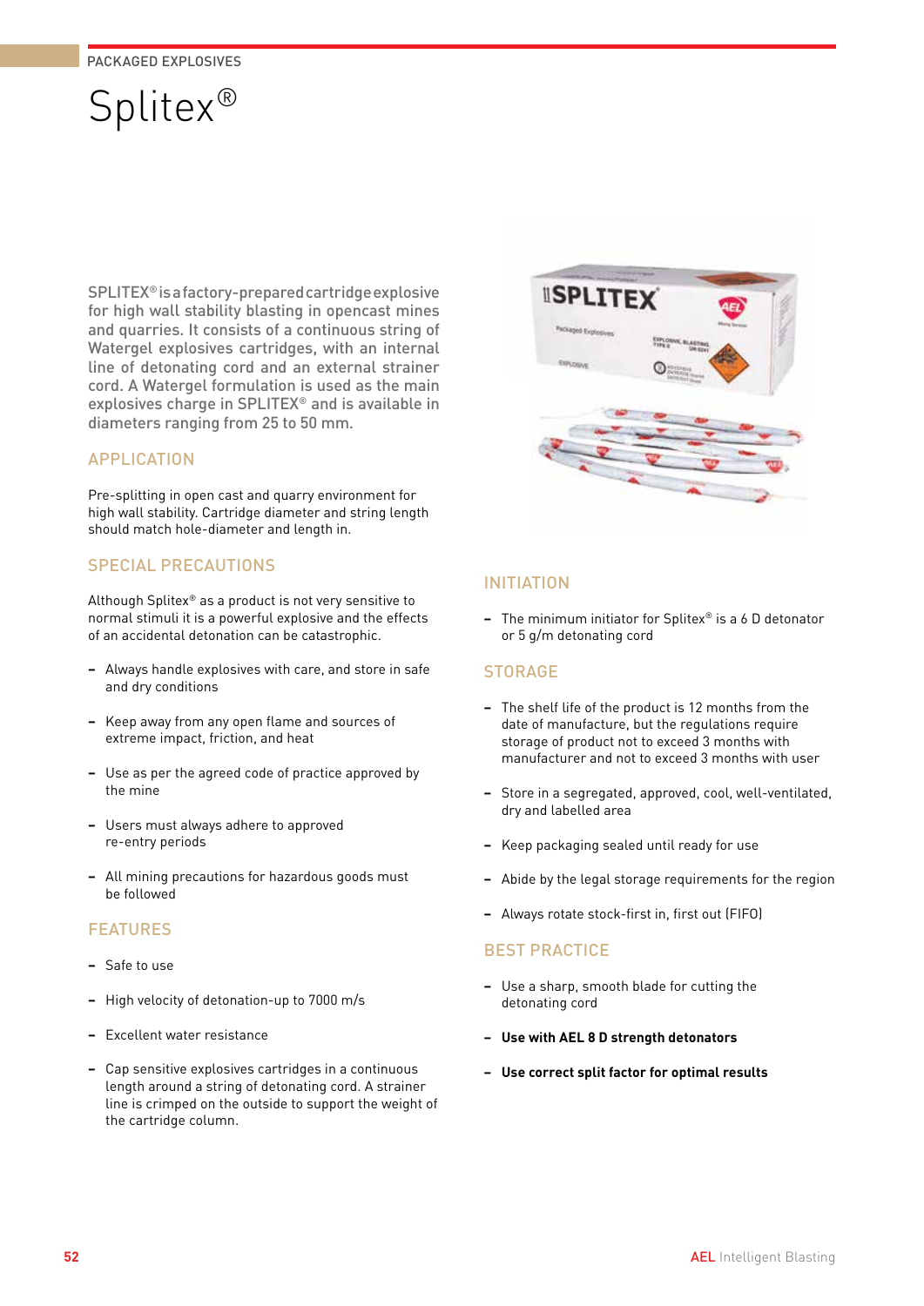PACKAGED EXPLOSIVES

# Splitex®

SPLITEX® is a factory-prepared cartridge explosive for high wall stability blasting in opencast mines and quarries. It consists of a continuous string of Watergel explosives cartridges, with an internal line of detonating cord and an external strainer cord. A Watergel formulation is used as the main explosives charge in SPLITEX® and is available in diameters ranging from 25 to 50 mm.

## APPLICATION

Pre-splitting in open cast and quarry environment for high wall stability. Cartridge diameter and string length should match hole-diameter and length in.

## SPECIAL PRECAUTIONS

Although Splitex® as a product is not very sensitive to normal stimuli it is a powerful explosive and the effects of an accidental detonation can be catastrophic.

- Always handle explosives with care, and store in safe and dry conditions
- Keep away from any open flame and sources of extreme impact, friction, and heat
- Use as per the agreed code of practice approved by the mine
- Users must always adhere to approved re-entry periods
- All mining precautions for hazardous goods must be followed

## FEATURES

- Safe to use
- High velocity of detonation-up to 7000 m/s
- Excellent water resistance
- Cap sensitive explosives cartridges in a continuous length around a string of detonating cord. A strainer line is crimped on the outside to support the weight of the cartridge column.

## INITIATION

- The minimum initiator for Splitex® is a 6 D detonator or 5 g/m detonating cord

## STORAGE

- The shelf life of the product is 12 months from the date of manufacture, but the regulations require storage of product not to exceed 3 months with manufacturer and not to exceed 3 months with user
- Store in a segregated, approved, cool, well-ventilated, dry and labelled area
- Keep packaging sealed until ready for use
- Abide by the legal storage requirements for the region
- Always rotate stock-first in, first out (FIFO)

## BEST PRACTICE

- Use a sharp, smooth blade for cutting the detonating cord
- **Use with AEL 8 D strength detonators**
- **Use correct split factor for optimal results**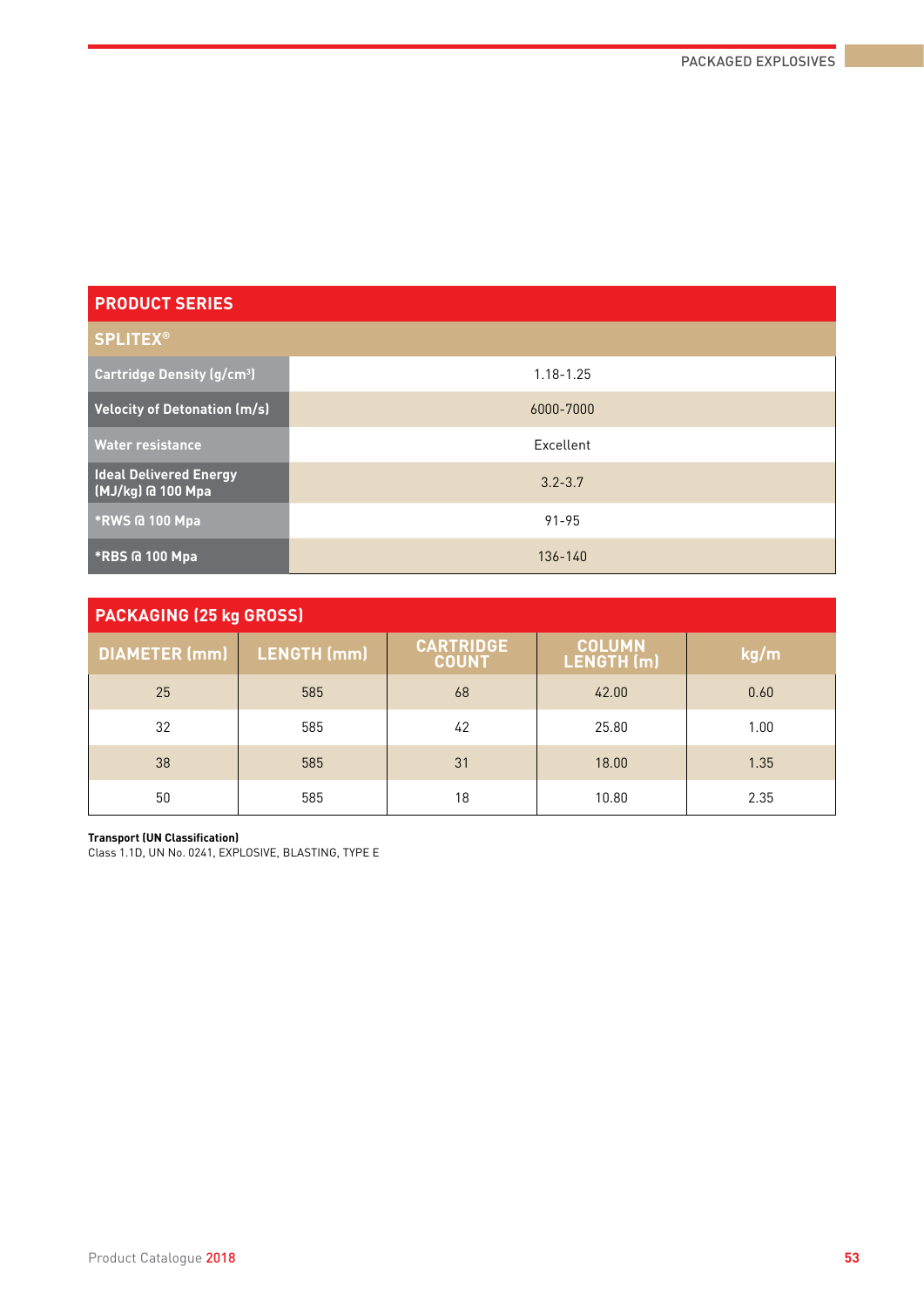## PRODUCT SERIES

| SPLITEX® | |
|---|---|
| Cartridge Density ($g/cm^3$) | 1.18-1.25 |
| Velocity of Detonation (m/s) | 6000-7000 |
| Water resistance | Excellent |
| Ideal Delivered Energy (MJ/kg) @ 100 Mpa | 3.2-3.7 |
| *RWS @ 100 Mpa | 91-95 |
| *RBS @ 100 Mpa | 136-140 |

## PACKAGING (25 kg GROSS)

| DIAMETER (mm) | LENGTH (mm) | CARTRIDGE COUNT | COLUMN LENGTH (m) | kg/m |
|---|---|---|---|---|
| 25 | 585 | 68 | 42.00 | 0.60 |
| 32 | 585 | 42 | 25.80 | 1.00 |
| 38 | 585 | 31 | 18.00 | 1.35 |
| 50 | 585 | 18 | 10.80 | 2.35 |

**Transport (UN Classification)**
Class 1.1D, UN No. 0241, EXPLOSIVE, BLASTING, TYPE E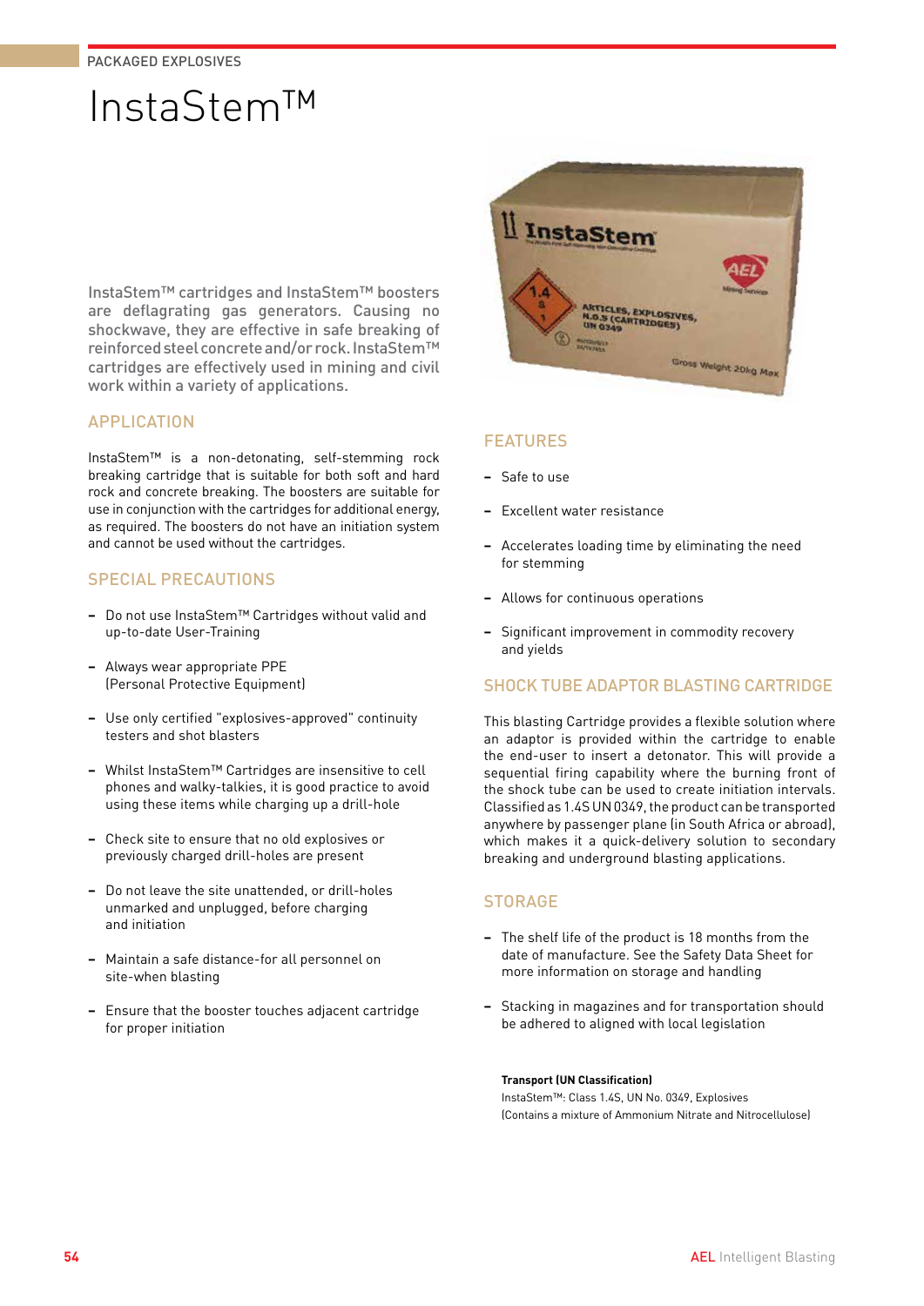PACKAGED EXPLOSIVES

# InstaStem™

InstaStem™ cartridges and InstaStem™ boosters are deflagrating gas generators. Causing no shockwave, they are effective in safe breaking of reinforced steel concrete and/or rock. InstaStem™ cartridges are effectively used in mining and civil work within a variety of applications.

## APPLICATION

InstaStem™ is a non-detonating, self-stemming rock breaking cartridge that is suitable for both soft and hard rock and concrete breaking. The boosters are suitable for use in conjunction with the cartridges for additional energy, as required. The boosters do not have an initiation system and cannot be used without the cartridges.

## SPECIAL PRECAUTIONS

- Do not use InstaStem™ Cartridges without valid and up-to-date User-Training
- Always wear appropriate PPE (Personal Protective Equipment)
- Use only certified "explosives-approved" continuity testers and shot blasters
- Whilst InstaStem™ Cartridges are insensitive to cell phones and walky-talkies, it is good practice to avoid using these items while charging up a drill-hole
- Check site to ensure that no old explosives or previously charged drill-holes are present
- Do not leave the site unattended, or drill-holes unmarked and unplugged, before charging and initiation
- Maintain a safe distance-for all personnel on site-when blasting
- Ensure that the booster touches adjacent cartridge for proper initiation

## FEATURES

- Safe to use
- Excellent water resistance
- Accelerates loading time by eliminating the need for stemming
- Allows for continuous operations
- Significant improvement in commodity recovery and yields

## SHOCK TUBE ADAPTOR BLASTING CARTRIDGE

This blasting Cartridge provides a flexible solution where an adaptor is provided within the cartridge to enable the end-user to insert a detonator. This will provide a sequential firing capability where the burning front of the shock tube can be used to create initiation intervals. Classified as 1.4S UN 0349, the product can be transported anywhere by passenger plane (in South Africa or abroad), which makes it a quick-delivery solution to secondary breaking and underground blasting applications.

## STORAGE

- The shelf life of the product is 18 months from the date of manufacture. See the Safety Data Sheet for more information on storage and handling
- Stacking in magazines and for transportation should be adhered to aligned with local legislation

**Transport (UN Classification)**

InstaStem™: Class 1.4S, UN No. 0349, Explosives
(Contains a mixture of Ammonium Nitrate and Nitrocellulose)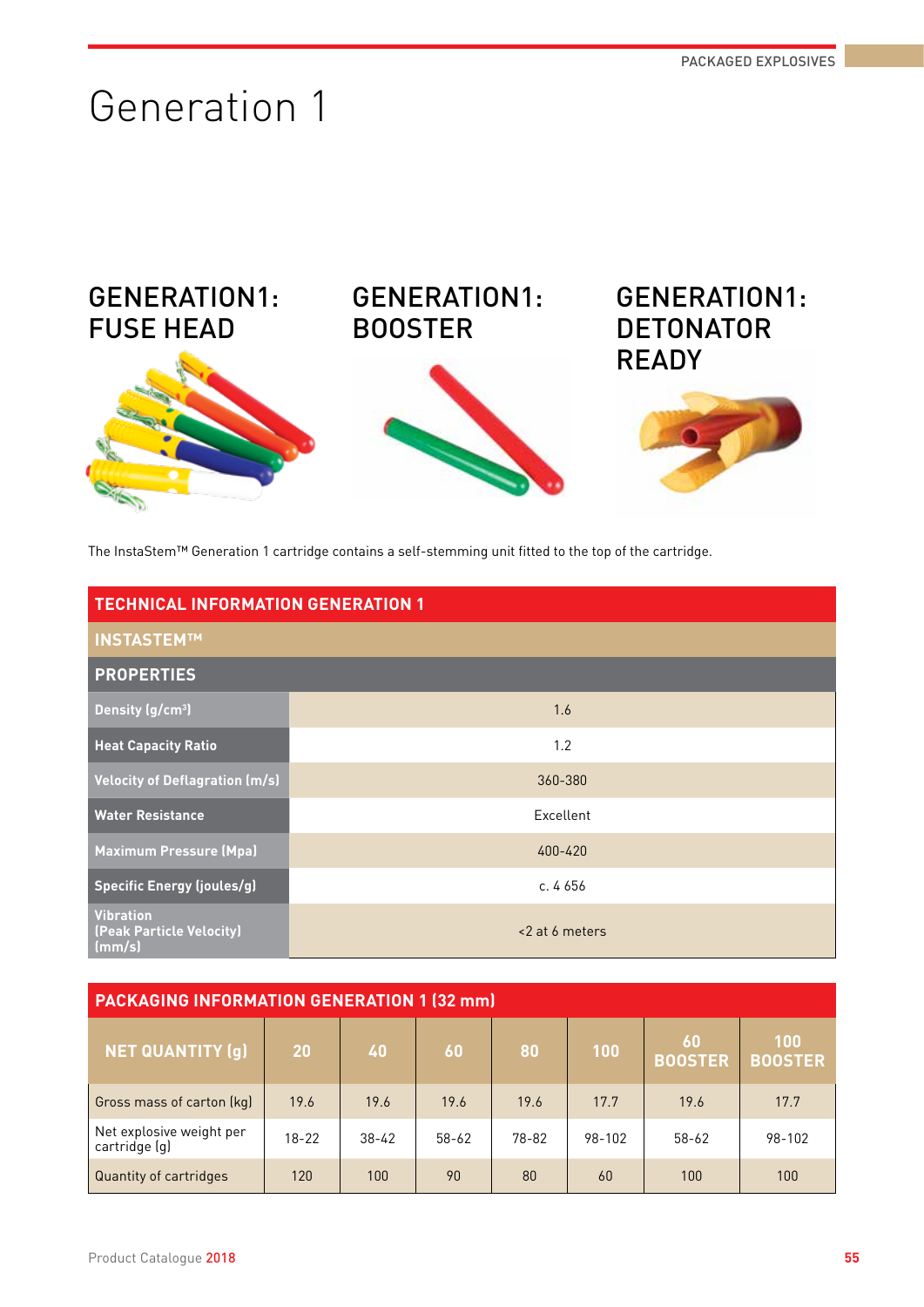# Generation 1

## GENERATION1: FUSE HEAD

## GENERATION1: BOOSTER

## GENERATION1: DETONATOR READY

The InstaStem™ Generation 1 cartridge contains a self-stemming unit fitted to the top of the cartridge.

| TECHNICAL INFORMATION GENERATION 1 | |
|---|---|
| **INSTASTEM™** | |
| **PROPERTIES** | |
| Density (g/cm$^3$) | 1.6 |
| Heat Capacity Ratio | 1.2 |
| Velocity of Deflagration (m/s) | 360-380 |
| Water Resistance | Excellent |
| Maximum Pressure (Mpa) | 400-420 |
| Specific Energy (joules/g) | c. 4 656 |
| Vibration (Peak Particle Velocity) (mm/s) | <2 at 6 meters |

**PACKAGING INFORMATION GENERATION 1 (32 mm)**

| NET QUANTITY (g) | 20 | 40 | 60 | 80 | 100 | 60 BOOSTER | 100 BOOSTER |
|---|---|---|---|---|---|---|---|
| Gross mass of carton (kg) | 19.6 | 19.6 | 19.6 | 19.6 | 17.7 | 19.6 | 17.7 |
| Net explosive weight per cartridge (g) | 18-22 | 38-42 | 58-62 | 78-82 | 98-102 | 58-62 | 98-102 |
| Quantity of cartridges | 120 | 100 | 90 | 80 | 60 | 100 | 100 |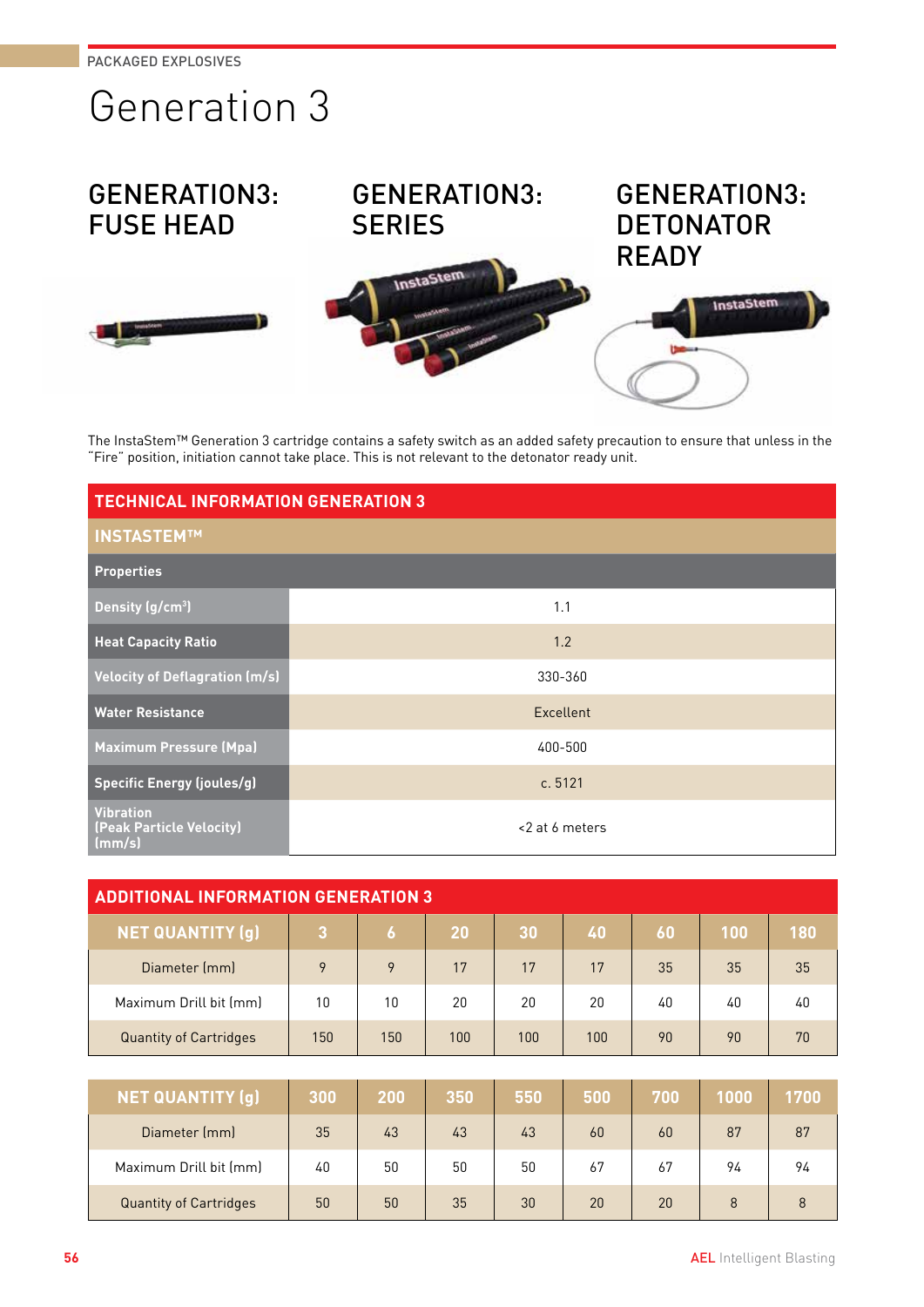PACKAGED EXPLOSIVES

# Generation 3

## GENERATION3: FUSE HEAD

## GENERATION3: SERIES

## GENERATION3: DETONATOR READY

The InstaStem™ Generation 3 cartridge contains a safety switch as an added safety precaution to ensure that unless in the "Fire" position, initiation cannot take place. This is not relevant to the detonator ready unit.

| TECHNICAL INFORMATION GENERATION 3 | |
|---|---|
| **INSTASTEM™** | |
| **Properties** | |
| Density (g/cm$^3$) | 1.1 |
| Heat Capacity Ratio | 1.2 |
| Velocity of Deflagration (m/s) | 330-360 |
| Water Resistance | Excellent |
| Maximum Pressure (Mpa) | 400-500 |
| Specific Energy (joules/g) | c. 5121 |
| Vibration (Peak Particle Velocity) (mm/s) | <2 at 6 meters |

**ADDITIONAL INFORMATION GENERATION 3**

| NET QUANTITY (g) | 3 | 6 | 20 | 30 | 40 | 60 | 100 | 180 |
|---|---|---|---|---|---|---|---|---|
| Diameter (mm) | 9 | 9 | 17 | 17 | 17 | 35 | 35 | 35 |
| Maximum Drill bit (mm) | 10 | 10 | 20 | 20 | 20 | 40 | 40 | 40 |
| Quantity of Cartridges | 150 | 150 | 100 | 100 | 100 | 90 | 90 | 70 |

| NET QUANTITY (g) | 300 | 200 | 350 | 550 | 500 | 700 | 1000 | 1700 |
|---|---|---|---|---|---|---|---|---|
| Diameter (mm) | 35 | 43 | 43 | 43 | 60 | 60 | 87 | 87 |
| Maximum Drill bit (mm) | 40 | 50 | 50 | 50 | 67 | 67 | 94 | 94 |
| Quantity of Cartridges | 50 | 50 | 35 | 30 | 20 | 20 | 8 | 8 |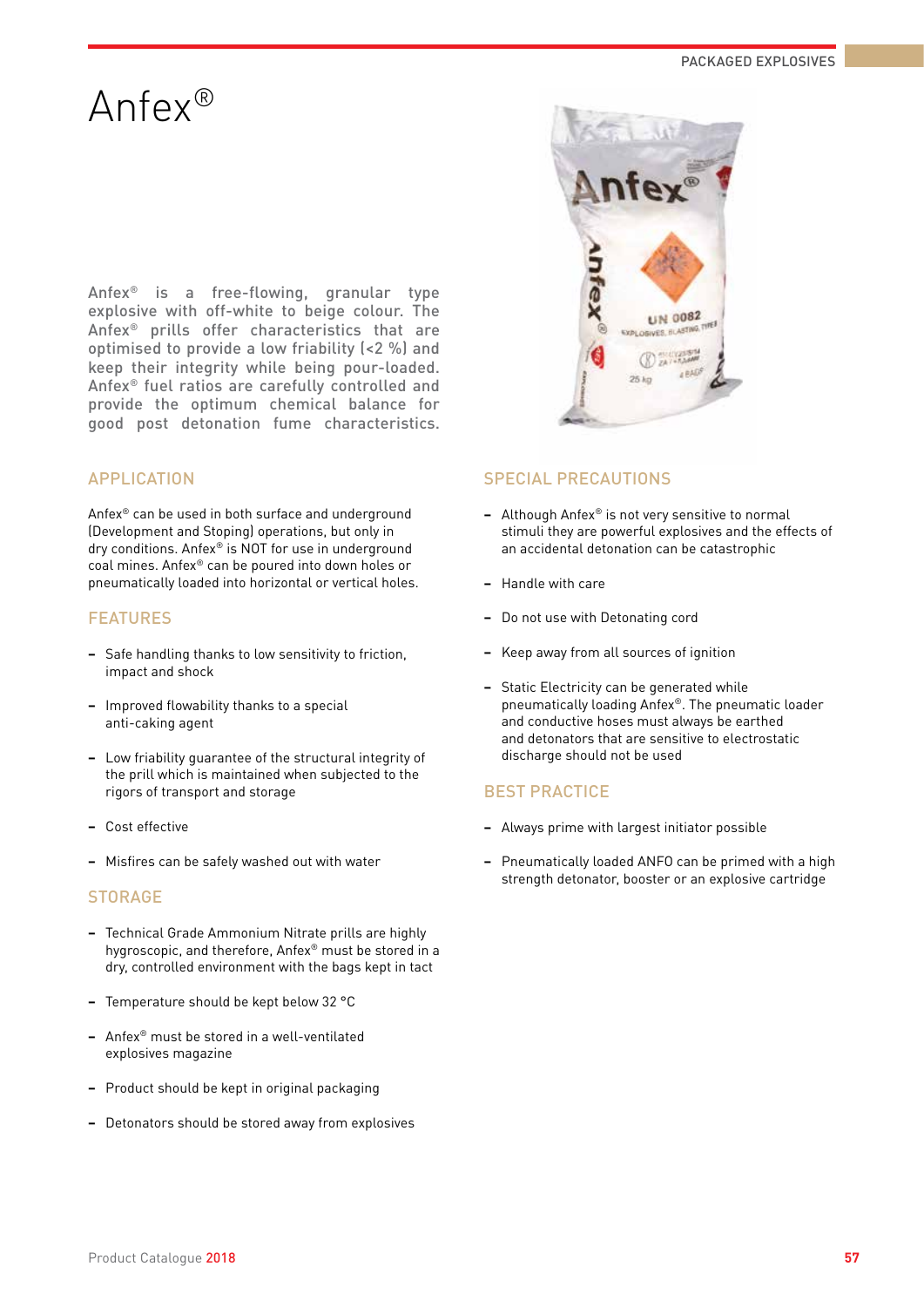# Anfex®

Anfex® is a free-flowing, granular type explosive with off-white to beige colour. The Anfex® prills offer characteristics that are optimised to provide a low friability (<2 %) and keep their integrity while being pour-loaded. Anfex® fuel ratios are carefully controlled and provide the optimum chemical balance for good post detonation fume characteristics.

## APPLICATION

Anfex® can be used in both surface and underground (Development and Stoping) operations, but only in dry conditions. Anfex® is NOT for use in underground coal mines. Anfex® can be poured into down holes or pneumatically loaded into horizontal or vertical holes.

## FEATURES

- Safe handling thanks to low sensitivity to friction, impact and shock
- Improved flowability thanks to a special anti-caking agent
- Low friability guarantee of the structural integrity of the prill which is maintained when subjected to the rigors of transport and storage
- Cost effective
- Misfires can be safely washed out with water

## STORAGE

- Technical Grade Ammonium Nitrate prills are highly hygroscopic, and therefore, Anfex® must be stored in a dry, controlled environment with the bags kept in tact
- Temperature should be kept below 32 °C
- Anfex® must be stored in a well-ventilated explosives magazine
- Product should be kept in original packaging
- Detonators should be stored away from explosives

## SPECIAL PRECAUTIONS

- Although Anfex® is not very sensitive to normal stimuli they are powerful explosives and the effects of an accidental detonation can be catastrophic
- Handle with care
- Do not use with Detonating cord
- Keep away from all sources of ignition
- Static Electricity can be generated while pneumatically loading Anfex®. The pneumatic loader and conductive hoses must always be earthed and detonators that are sensitive to electrostatic discharge should not be used

## BEST PRACTICE

- Always prime with largest initiator possible
- Pneumatically loaded ANFO can be primed with a high strength detonator, booster or an explosive cartridge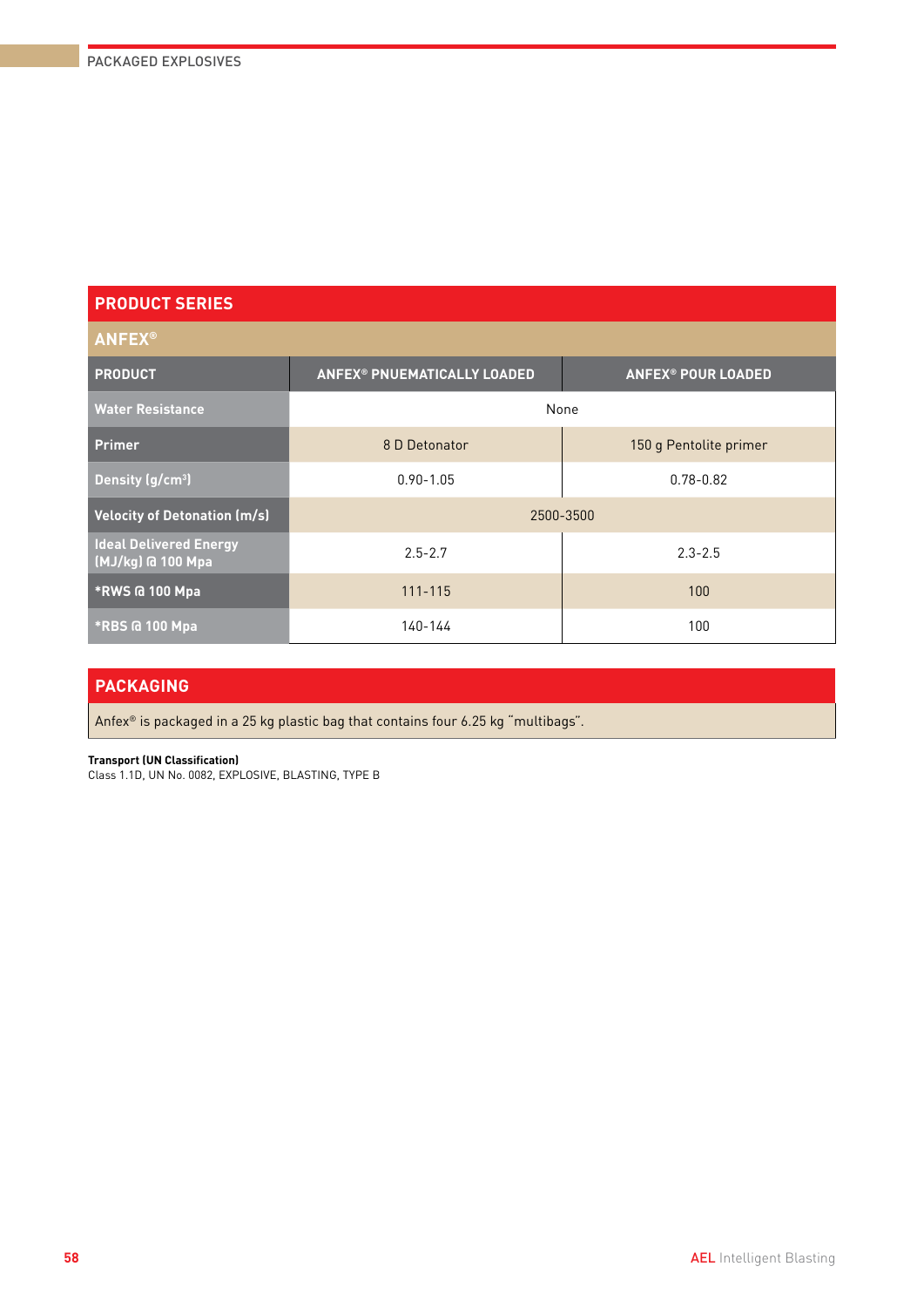## PRODUCT SERIES

### ANFEX®

| PRODUCT | ANFEX® PNUEMATICALLY LOADED | ANFEX® POUR LOADED |
|---|---|---|
| Water Resistance | None | |
| Primer | 8 D Detonator | 150 g Pentolite primer |
| Density (g/cm³) | 0.90-1.05 | 0.78-0.82 |
| Velocity of Detonation (m/s) | 2500-3500 | |
| Ideal Delivered Energy (MJ/kg) @ 100 Mpa | 2.5-2.7 | 2.3-2.5 |
| *RWS @ 100 Mpa | 111-115 | 100 |
| *RBS @ 100 Mpa | 140-144 | 100 |

## PACKAGING

Anfex® is packaged in a 25 kg plastic bag that contains four 6.25 kg "multibags".

**Transport (UN Classification)**
Class 1.1D, UN No. 0082, EXPLOSIVE, BLASTING, TYPE B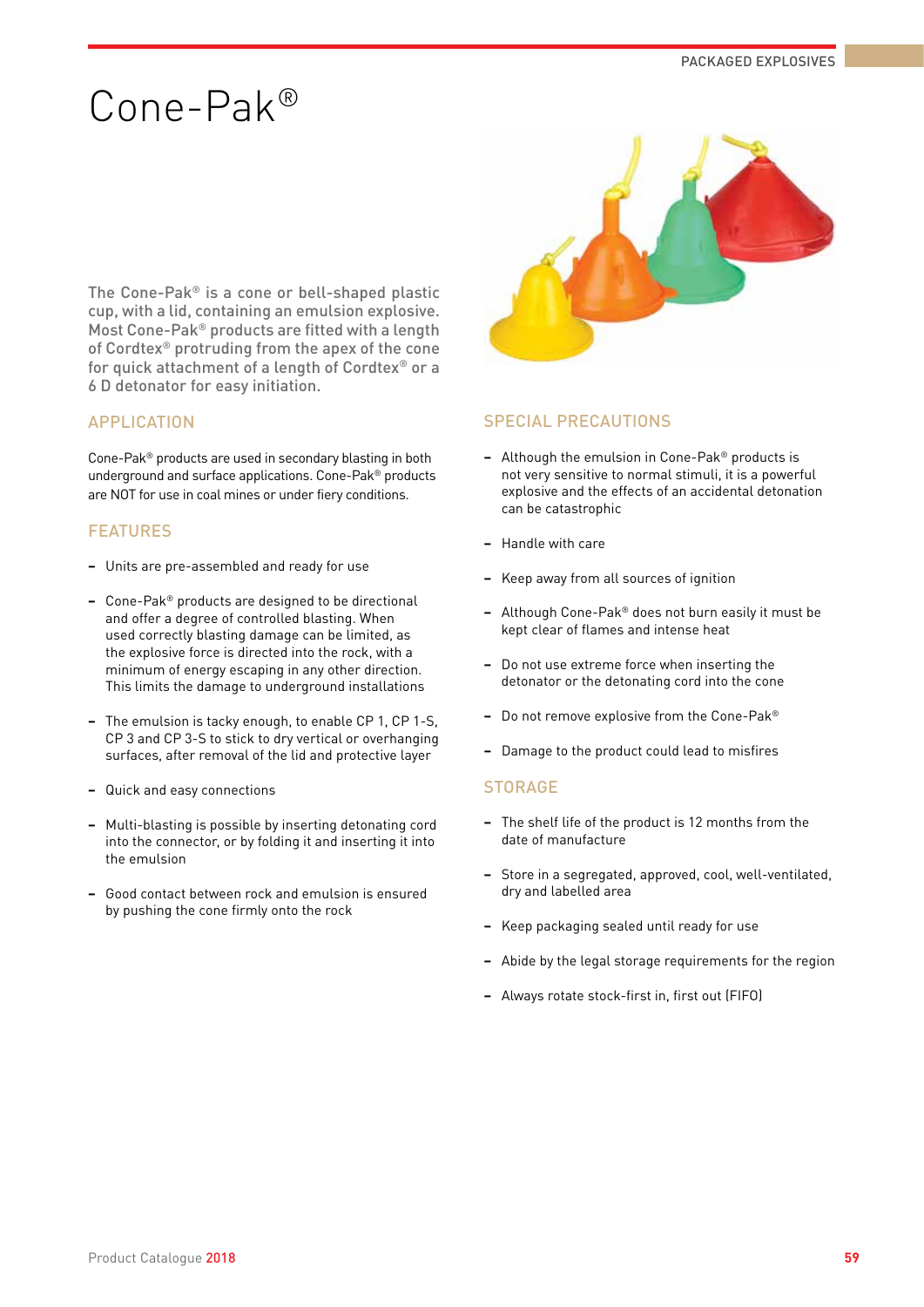# Cone-Pak®

The Cone-Pak® is a cone or bell-shaped plastic cup, with a lid, containing an emulsion explosive. Most Cone-Pak® products are fitted with a length of Cordtex® protruding from the apex of the cone for quick attachment of a length of Cordtex® or a 6 D detonator for easy initiation.

## APPLICATION

Cone-Pak® products are used in secondary blasting in both underground and surface applications. Cone-Pak® products are NOT for use in coal mines or under fiery conditions.

## FEATURES

- Units are pre-assembled and ready for use
- Cone-Pak® products are designed to be directional and offer a degree of controlled blasting. When used correctly blasting damage can be limited, as the explosive force is directed into the rock, with a minimum of energy escaping in any other direction. This limits the damage to underground installations
- The emulsion is tacky enough, to enable CP 1, CP 1-S, CP 3 and CP 3-S to stick to dry vertical or overhanging surfaces, after removal of the lid and protective layer
- Quick and easy connections
- Multi-blasting is possible by inserting detonating cord into the connector, or by folding it and inserting it into the emulsion
- Good contact between rock and emulsion is ensured by pushing the cone firmly onto the rock

## SPECIAL PRECAUTIONS

- Although the emulsion in Cone-Pak® products is not very sensitive to normal stimuli, it is a powerful explosive and the effects of an accidental detonation can be catastrophic
- Handle with care
- Keep away from all sources of ignition
- Although Cone-Pak® does not burn easily it must be kept clear of flames and intense heat
- Do not use extreme force when inserting the detonator or the detonating cord into the cone
- Do not remove explosive from the Cone-Pak®
- Damage to the product could lead to misfires

## STORAGE

- The shelf life of the product is 12 months from the date of manufacture
- Store in a segregated, approved, cool, well-ventilated, dry and labelled area
- Keep packaging sealed until ready for use
- Abide by the legal storage requirements for the region
- Always rotate stock-first in, first out (FIFO)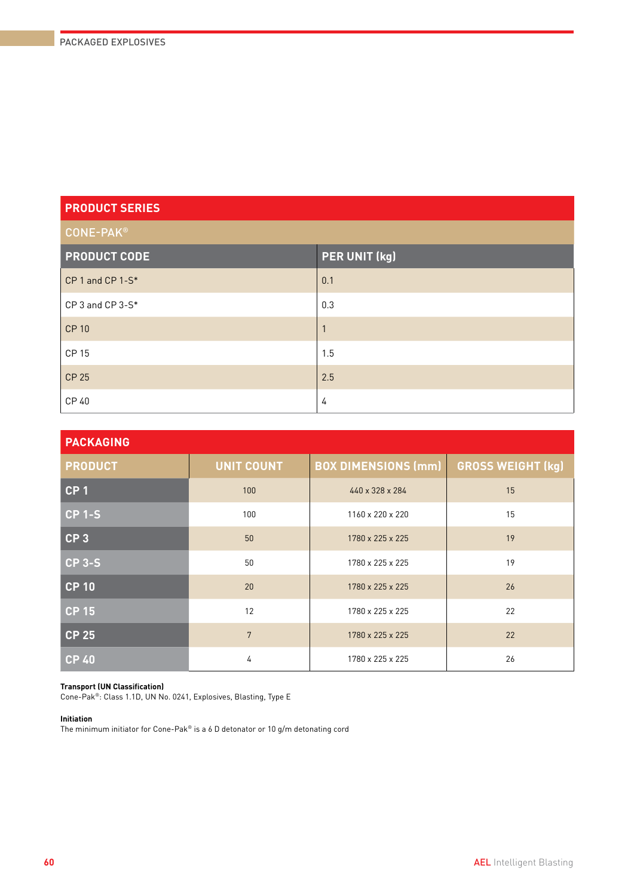## PRODUCT SERIES

### CONE-PAK®

| PRODUCT CODE | PER UNIT (kg) |
|---|---|
| CP 1 and CP 1-S* | 0.1 |
| CP 3 and CP 3-S* | 0.3 |
| CP 10 | 1 |
| CP 15 | 1.5 |
| CP 25 | 2.5 |
| CP 40 | 4 |

## PACKAGING

| PRODUCT | UNIT COUNT | BOX DIMENSIONS (mm) | GROSS WEIGHT (kg) |
|---|---|---|---|
| CP 1 | 100 | 440 x 328 x 284 | 15 |
| CP 1-S | 100 | 1160 x 220 x 220 | 15 |
| CP 3 | 50 | 1780 x 225 x 225 | 19 |
| CP 3-S | 50 | 1780 x 225 x 225 | 19 |
| CP 10 | 20 | 1780 x 225 x 225 | 26 |
| CP 15 | 12 | 1780 x 225 x 225 | 22 |
| CP 25 | 7 | 1780 x 225 x 225 | 22 |
| CP 40 | 4 | 1780 x 225 x 225 | 26 |

**Transport (UN Classification)**
Cone-Pak®: Class 1.1D, UN No. 0241, Explosives, Blasting, Type E

**Initiation**
The minimum initiator for Cone-Pak® is a 6 D detonator or 10 g/m detonating cord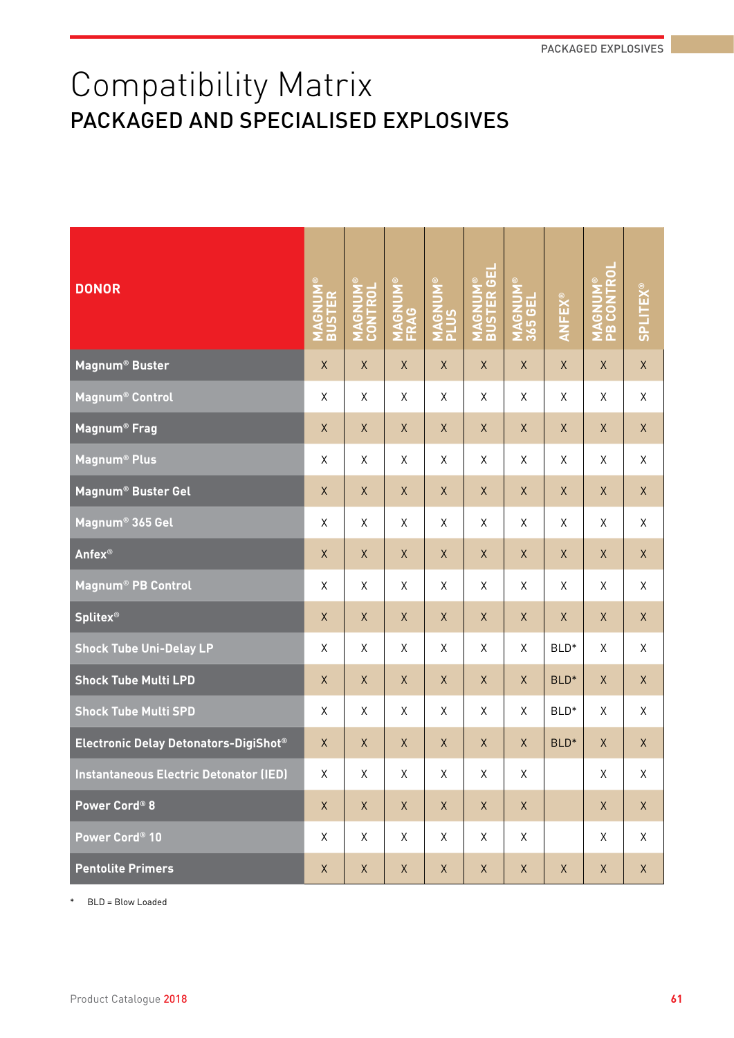# Compatibility Matrix

## PACKAGED AND SPECIALISED EXPLOSIVES

| DONOR | MAGNUM® BUSTER | MAGNUM® CONTROL | MAGNUM® FRAG | MAGNUM® PLUS | MAGNUM® BUSTER GEL | MAGNUM® 365 GEL | ANFEX® | MAGNUM® PB CONTROL | SPLITEX® |
|---|---|---|---|---|---|---|---|---|---|
| Magnum® Buster | X | X | X | X | X | X | X | X | X |
| Magnum® Control | X | X | X | X | X | X | X | X | X |
| Magnum® Frag | X | X | X | X | X | X | X | X | X |
| Magnum® Plus | X | X | X | X | X | X | X | X | X |
| Magnum® Buster Gel | X | X | X | X | X | X | X | X | X |
| Magnum® 365 Gel | X | X | X | X | X | X | X | X | X |
| Anfex® | X | X | X | X | X | X | X | X | X |
| Magnum® PB Control | X | X | X | X | X | X | X | X | X |
| Splitex® | X | X | X | X | X | X | X | X | X |
| Shock Tube Uni-Delay LP | X | X | X | X | X | X | BLD* | X | X |
| Shock Tube Multi LPD | X | X | X | X | X | X | BLD* | X | X |
| Shock Tube Multi SPD | X | X | X | X | X | X | BLD* | X | X |
| Electronic Delay Detonators-DigiShot® | X | X | X | X | X | X | BLD* | X | X |
| Instantaneous Electric Detonator (IED) | X | X | X | X | X | X | | X | X |
| Power Cord® 8 | X | X | X | X | X | X | | X | X |
| Power Cord® 10 | X | X | X | X | X | X | | X | X |
| Pentolite Primers | X | X | X | X | X | X | X | X | X |

\* BLD = Blow Loaded